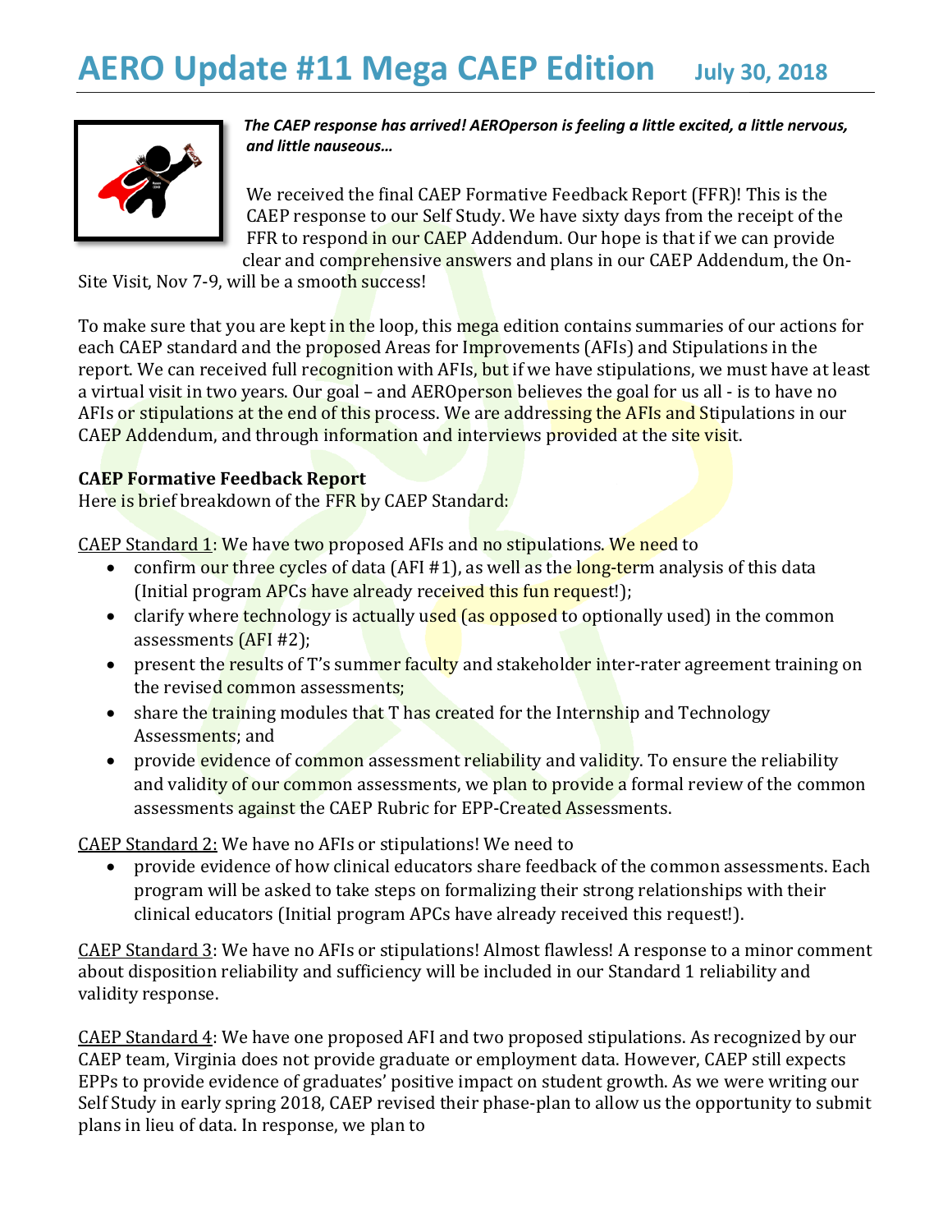# AERO Update #11 Mega CAEP Edition July 30, 2018

***The CAEP response has arrived! AEROperson is feeling a little excited, a little nervous, and little nauseous…***

We received the final CAEP Formative Feedback Report (FFR)! This is the CAEP response to our Self Study. We have sixty days from the receipt of the FFR to respond in our CAEP Addendum. Our hope is that if we can provide clear and comprehensive answers and plans in our CAEP Addendum, the On-Site Visit, Nov 7-9, will be a smooth success!

To make sure that you are kept in the loop, this mega edition contains summaries of our actions for each CAEP standard and the proposed Areas for Improvements (AFIs) and Stipulations in the report. We can received full recognition with AFIs, but if we have stipulations, we must have at least a virtual visit in two years. Our goal – and AEROperson believes the goal for us all - is to have no AFIs or stipulations at the end of this process. We are addressing the AFIs and Stipulations in our CAEP Addendum, and through information and interviews provided at the site visit.

**CAEP Formative Feedback Report**

Here is brief breakdown of the FFR by CAEP Standard:

CAEP Standard 1: We have two proposed AFIs and no stipulations. We need to

- confirm our three cycles of data (AFI #1), as well as the long-term analysis of this data (Initial program APCs have already received this fun request!);
- clarify where technology is actually used (as opposed to optionally used) in the common assessments (AFI #2);
- present the results of T's summer faculty and stakeholder inter-rater agreement training on the revised common assessments;
- share the training modules that T has created for the Internship and Technology Assessments; and
- provide evidence of common assessment reliability and validity. To ensure the reliability and validity of our common assessments, we plan to provide a formal review of the common assessments against the CAEP Rubric for EPP-Created Assessments.

CAEP Standard 2: We have no AFIs or stipulations! We need to

- provide evidence of how clinical educators share feedback of the common assessments. Each program will be asked to take steps on formalizing their strong relationships with their clinical educators (Initial program APCs have already received this request!).

CAEP Standard 3: We have no AFIs or stipulations! Almost flawless! A response to a minor comment about disposition reliability and sufficiency will be included in our Standard 1 reliability and validity response.

CAEP Standard 4: We have one proposed AFI and two proposed stipulations. As recognized by our CAEP team, Virginia does not provide graduate or employment data. However, CAEP still expects EPPs to provide evidence of graduates' positive impact on student growth. As we were writing our Self Study in early spring 2018, CAEP revised their phase-plan to allow us the opportunity to submit plans in lieu of data. In response, we plan to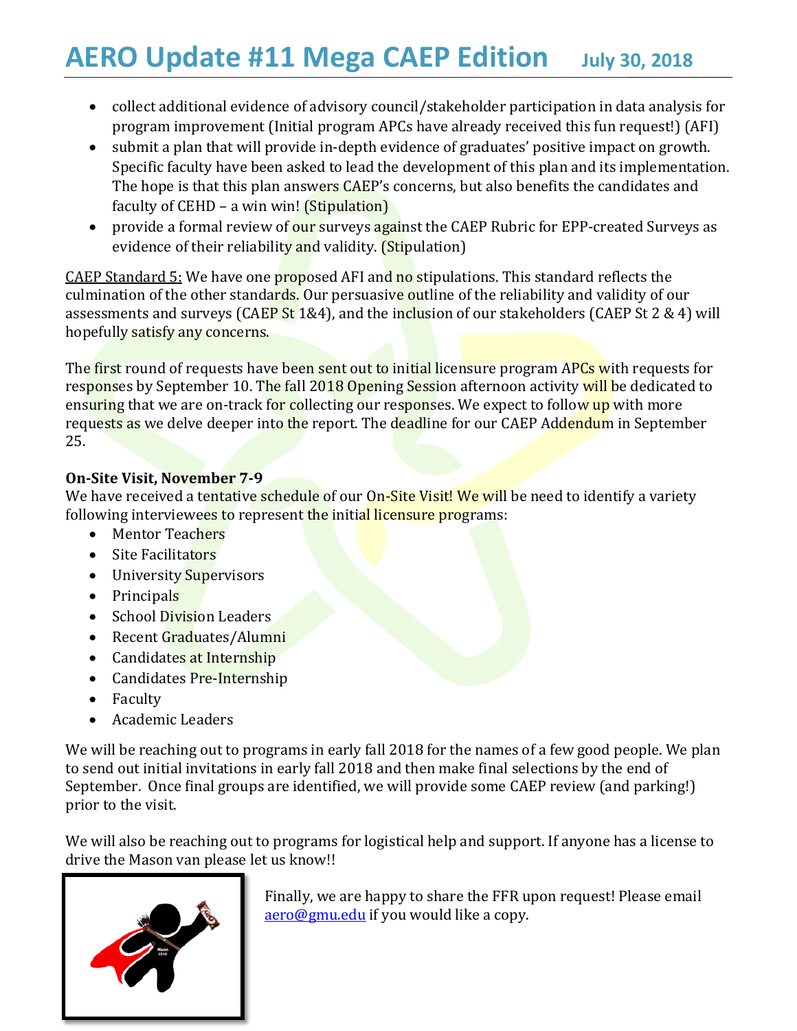- collect additional evidence of advisory council/stakeholder participation in data analysis for program improvement (Initial program APCs have already received this fun request!) (AFI)
- submit a plan that will provide in-depth evidence of graduates' positive impact on growth. Specific faculty have been asked to lead the development of this plan and its implementation. The hope is that this plan answers CAEP's concerns, but also benefits the candidates and faculty of CEHD – a win win! (Stipulation)
- provide a formal review of our surveys against the CAEP Rubric for EPP-created Surveys as evidence of their reliability and validity. (Stipulation)

CAEP Standard 5: We have one proposed AFI and no stipulations. This standard reflects the culmination of the other standards. Our persuasive outline of the reliability and validity of our assessments and surveys (CAEP St 1&4), and the inclusion of our stakeholders (CAEP St 2 & 4) will hopefully satisfy any concerns.

The first round of requests have been sent out to initial licensure program APCs with requests for responses by September 10. The fall 2018 Opening Session afternoon activity will be dedicated to ensuring that we are on-track for collecting our responses. We expect to follow up with more requests as we delve deeper into the report. The deadline for our CAEP Addendum in September 25.

**On-Site Visit, November 7-9**

We have received a tentative schedule of our On-Site Visit! We will be need to identify a variety following interviewees to represent the initial licensure programs:

- Mentor Teachers
- Site Facilitators
- University Supervisors
- Principals
- School Division Leaders
- Recent Graduates/Alumni
- Candidates at Internship
- Candidates Pre-Internship
- Faculty
- Academic Leaders

We will be reaching out to programs in early fall 2018 for the names of a few good people. We plan to send out initial invitations in early fall 2018 and then make final selections by the end of September. Once final groups are identified, we will provide some CAEP review (and parking!) prior to the visit.

We will also be reaching out to programs for logistical help and support. If anyone has a license to drive the Mason van please let us know!!

Finally, we are happy to share the FFR upon request! Please email aero@gmu.edu if you would like a copy.